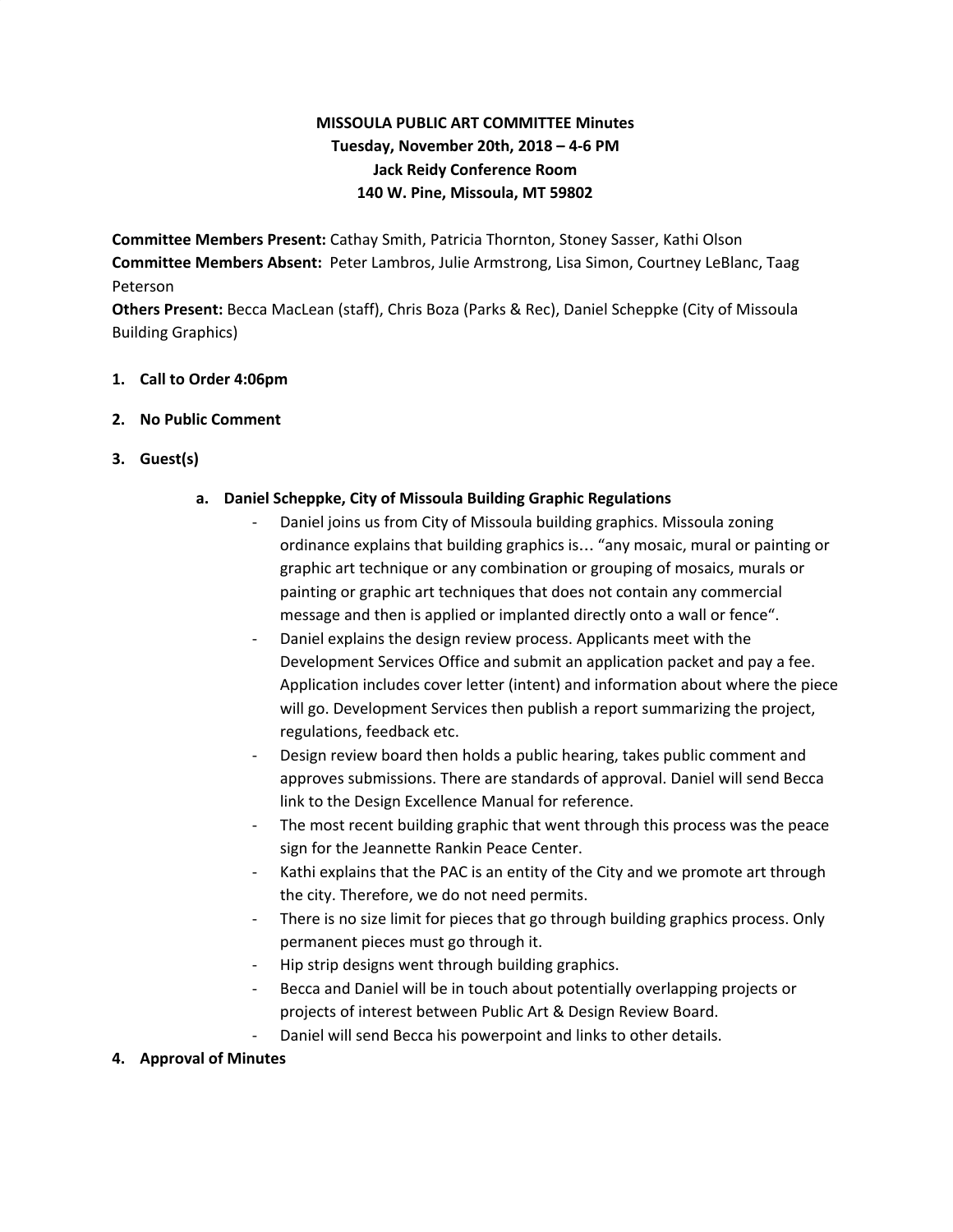**MISSOULA PUBLIC ART COMMITTEE Minutes**
**Tuesday, November 20th, 2018 – 4-6 PM**
**Jack Reidy Conference Room**
**140 W. Pine, Missoula, MT 59802**

**Committee Members Present:** Cathay Smith, Patricia Thornton, Stoney Sasser, Kathi Olson
**Committee Members Absent:** Peter Lambros, Julie Armstrong, Lisa Simon, Courtney LeBlanc, Taag Peterson
**Others Present:** Becca MacLean (staff), Chris Boza (Parks & Rec), Daniel Scheppke (City of Missoula Building Graphics)

1. **Call to Order 4:06pm**

2. **No Public Comment**

3. **Guest(s)**

   a. **Daniel Scheppke, City of Missoula Building Graphic Regulations**
      - Daniel joins us from City of Missoula building graphics. Missoula zoning ordinance explains that building graphics is… "any mosaic, mural or painting or graphic art technique or any combination or grouping of mosaics, murals or painting or graphic art techniques that does not contain any commercial message and then is applied or implanted directly onto a wall or fence".
      - Daniel explains the design review process. Applicants meet with the Development Services Office and submit an application packet and pay a fee. Application includes cover letter (intent) and information about where the piece will go. Development Services then publish a report summarizing the project, regulations, feedback etc.
      - Design review board then holds a public hearing, takes public comment and approves submissions. There are standards of approval. Daniel will send Becca link to the Design Excellence Manual for reference.
      - The most recent building graphic that went through this process was the peace sign for the Jeannette Rankin Peace Center.
      - Kathi explains that the PAC is an entity of the City and we promote art through the city. Therefore, we do not need permits.
      - There is no size limit for pieces that go through building graphics process. Only permanent pieces must go through it.
      - Hip strip designs went through building graphics.
      - Becca and Daniel will be in touch about potentially overlapping projects or projects of interest between Public Art & Design Review Board.
      - Daniel will send Becca his powerpoint and links to other details.

4. **Approval of Minutes**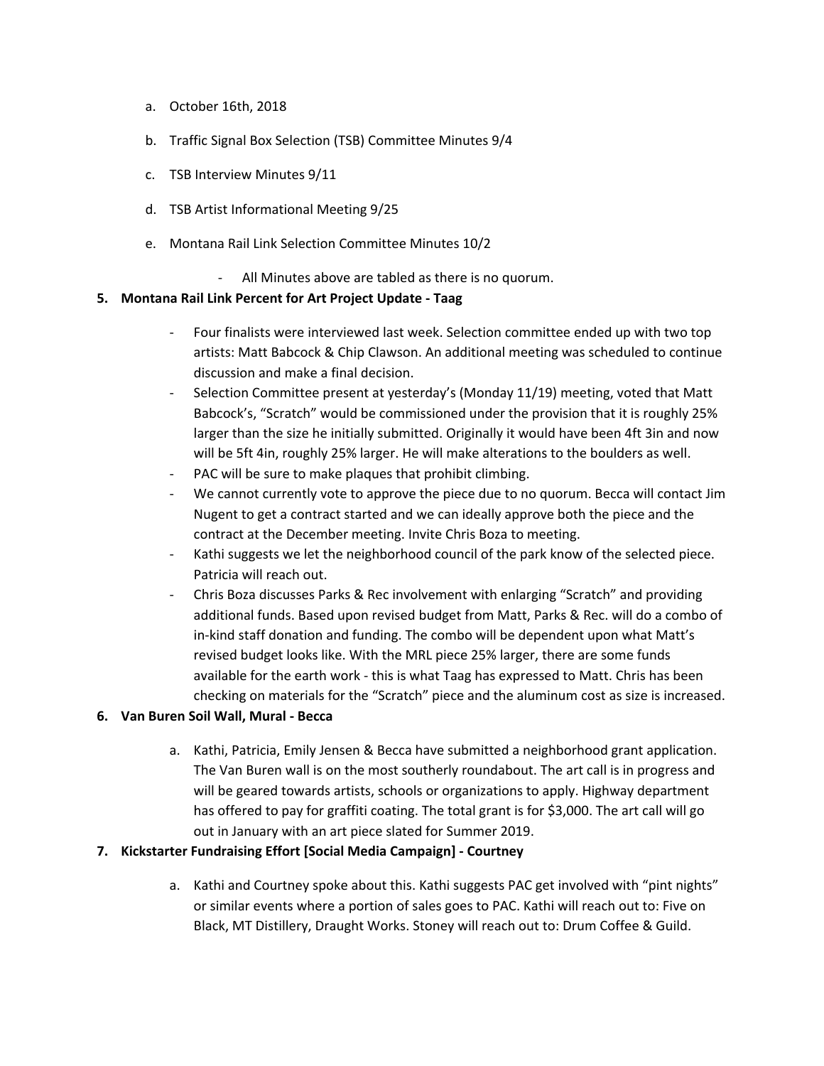a. October 16th, 2018

b. Traffic Signal Box Selection (TSB) Committee Minutes 9/4

c. TSB Interview Minutes 9/11

d. TSB Artist Informational Meeting 9/25

e. Montana Rail Link Selection Committee Minutes 10/2

- All Minutes above are tabled as there is no quorum.

**5. Montana Rail Link Percent for Art Project Update - Taag**

- Four finalists were interviewed last week. Selection committee ended up with two top artists: Matt Babcock & Chip Clawson. An additional meeting was scheduled to continue discussion and make a final decision.
- Selection Committee present at yesterday's (Monday 11/19) meeting, voted that Matt Babcock's, "Scratch" would be commissioned under the provision that it is roughly 25% larger than the size he initially submitted. Originally it would have been 4ft 3in and now will be 5ft 4in, roughly 25% larger. He will make alterations to the boulders as well.
- PAC will be sure to make plaques that prohibit climbing.
- We cannot currently vote to approve the piece due to no quorum. Becca will contact Jim Nugent to get a contract started and we can ideally approve both the piece and the contract at the December meeting. Invite Chris Boza to meeting.
- Kathi suggests we let the neighborhood council of the park know of the selected piece. Patricia will reach out.
- Chris Boza discusses Parks & Rec involvement with enlarging "Scratch" and providing additional funds. Based upon revised budget from Matt, Parks & Rec. will do a combo of in-kind staff donation and funding. The combo will be dependent upon what Matt's revised budget looks like. With the MRL piece 25% larger, there are some funds available for the earth work - this is what Taag has expressed to Matt. Chris has been checking on materials for the "Scratch" piece and the aluminum cost as size is increased.

**6. Van Buren Soil Wall, Mural - Becca**

a. Kathi, Patricia, Emily Jensen & Becca have submitted a neighborhood grant application. The Van Buren wall is on the most southerly roundabout. The art call is in progress and will be geared towards artists, schools or organizations to apply. Highway department has offered to pay for graffiti coating. The total grant is for $3,000. The art call will go out in January with an art piece slated for Summer 2019.

**7. Kickstarter Fundraising Effort [Social Media Campaign] - Courtney**

a. Kathi and Courtney spoke about this. Kathi suggests PAC get involved with "pint nights" or similar events where a portion of sales goes to PAC. Kathi will reach out to: Five on Black, MT Distillery, Draught Works. Stoney will reach out to: Drum Coffee & Guild.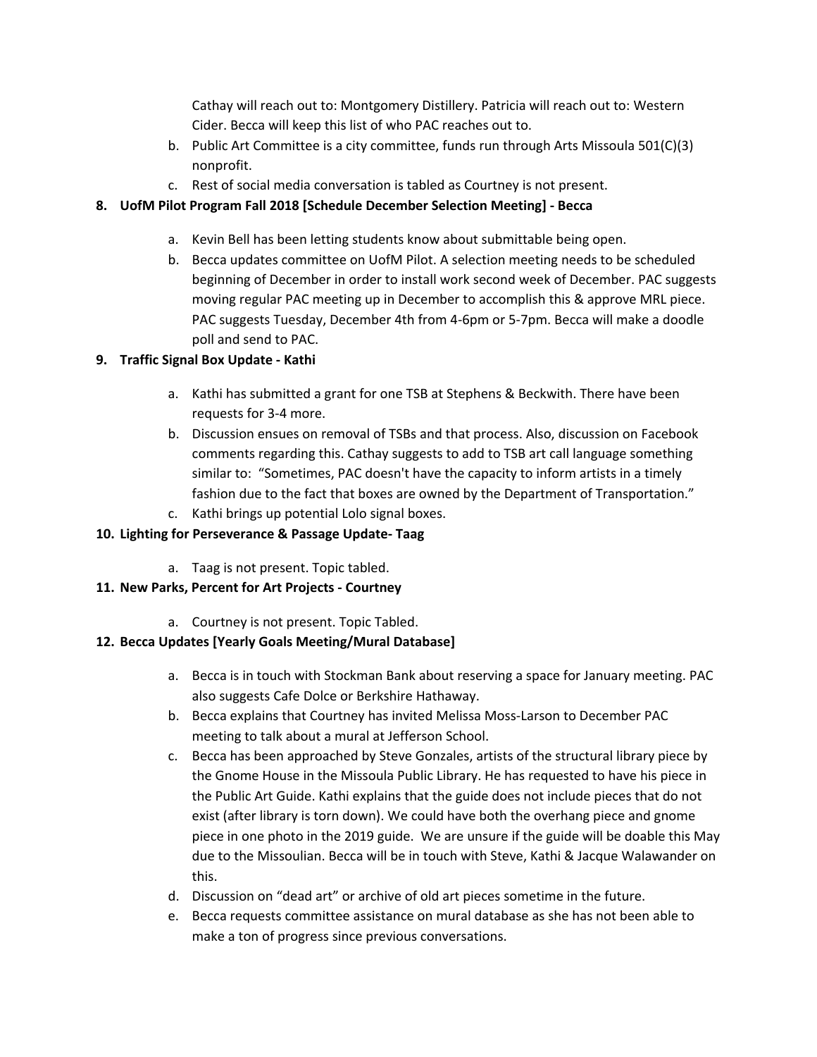Cathay will reach out to: Montgomery Distillery. Patricia will reach out to: Western Cider. Becca will keep this list of who PAC reaches out to.

b. Public Art Committee is a city committee, funds run through Arts Missoula 501(C)(3) nonprofit.
c. Rest of social media conversation is tabled as Courtney is not present.

**8. UofM Pilot Program Fall 2018 [Schedule December Selection Meeting] - Becca**

a. Kevin Bell has been letting students know about submittable being open.
b. Becca updates committee on UofM Pilot. A selection meeting needs to be scheduled beginning of December in order to install work second week of December. PAC suggests moving regular PAC meeting up in December to accomplish this & approve MRL piece. PAC suggests Tuesday, December 4th from 4-6pm or 5-7pm. Becca will make a doodle poll and send to PAC.

**9. Traffic Signal Box Update - Kathi**

a. Kathi has submitted a grant for one TSB at Stephens & Beckwith. There have been requests for 3-4 more.
b. Discussion ensues on removal of TSBs and that process. Also, discussion on Facebook comments regarding this. Cathay suggests to add to TSB art call language something similar to: "Sometimes, PAC doesn't have the capacity to inform artists in a timely fashion due to the fact that boxes are owned by the Department of Transportation."
c. Kathi brings up potential Lolo signal boxes.

**10. Lighting for Perseverance & Passage Update- Taag**

a. Taag is not present. Topic tabled.

**11. New Parks, Percent for Art Projects - Courtney**

a. Courtney is not present. Topic Tabled.

**12. Becca Updates [Yearly Goals Meeting/Mural Database]**

a. Becca is in touch with Stockman Bank about reserving a space for January meeting. PAC also suggests Cafe Dolce or Berkshire Hathaway.
b. Becca explains that Courtney has invited Melissa Moss-Larson to December PAC meeting to talk about a mural at Jefferson School.
c. Becca has been approached by Steve Gonzales, artists of the structural library piece by the Gnome House in the Missoula Public Library. He has requested to have his piece in the Public Art Guide. Kathi explains that the guide does not include pieces that do not exist (after library is torn down). We could have both the overhang piece and gnome piece in one photo in the 2019 guide. We are unsure if the guide will be doable this May due to the Missoulian. Becca will be in touch with Steve, Kathi & Jacque Walawander on this.
d. Discussion on "dead art" or archive of old art pieces sometime in the future.
e. Becca requests committee assistance on mural database as she has not been able to make a ton of progress since previous conversations.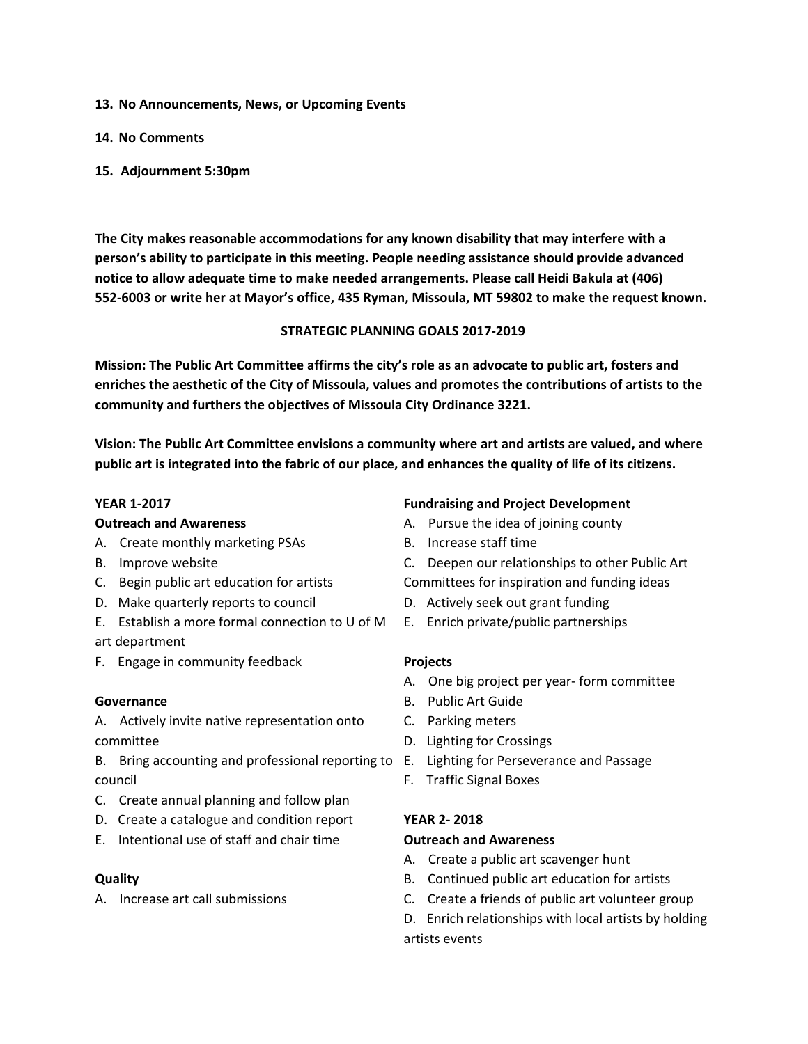**13. No Announcements, News, or Upcoming Events**

**14. No Comments**

**15. Adjournment 5:30pm**

**The City makes reasonable accommodations for any known disability that may interfere with a person's ability to participate in this meeting. People needing assistance should provide advanced notice to allow adequate time to make needed arrangements. Please call Heidi Bakula at (406) 552-6003 or write her at Mayor's office, 435 Ryman, Missoula, MT 59802 to make the request known.**

## STRATEGIC PLANNING GOALS 2017-2019

**Mission: The Public Art Committee affirms the city's role as an advocate to public art, fosters and enriches the aesthetic of the City of Missoula, values and promotes the contributions of artists to the community and furthers the objectives of Missoula City Ordinance 3221.**

**Vision: The Public Art Committee envisions a community where art and artists are valued, and where public art is integrated into the fabric of our place, and enhances the quality of life of its citizens.**

### YEAR 1-2017

**Outreach and Awareness**

A. Create monthly marketing PSAs
B. Improve website
C. Begin public art education for artists
D. Make quarterly reports to council
E. Establish a more formal connection to U of M art department
F. Engage in community feedback

**Governance**

A. Actively invite native representation onto committee
B. Bring accounting and professional reporting to council
C. Create annual planning and follow plan
D. Create a catalogue and condition report
E. Intentional use of staff and chair time

**Quality**

A. Increase art call submissions

**Fundraising and Project Development**

A. Pursue the idea of joining county
B. Increase staff time
C. Deepen our relationships to other Public Art Committees for inspiration and funding ideas
D. Actively seek out grant funding
E. Enrich private/public partnerships

**Projects**

A. One big project per year- form committee
B. Public Art Guide
C. Parking meters
D. Lighting for Crossings
E. Lighting for Perseverance and Passage
F. Traffic Signal Boxes

### YEAR 2- 2018

**Outreach and Awareness**

A. Create a public art scavenger hunt
B. Continued public art education for artists
C. Create a friends of public art volunteer group
D. Enrich relationships with local artists by holding artists events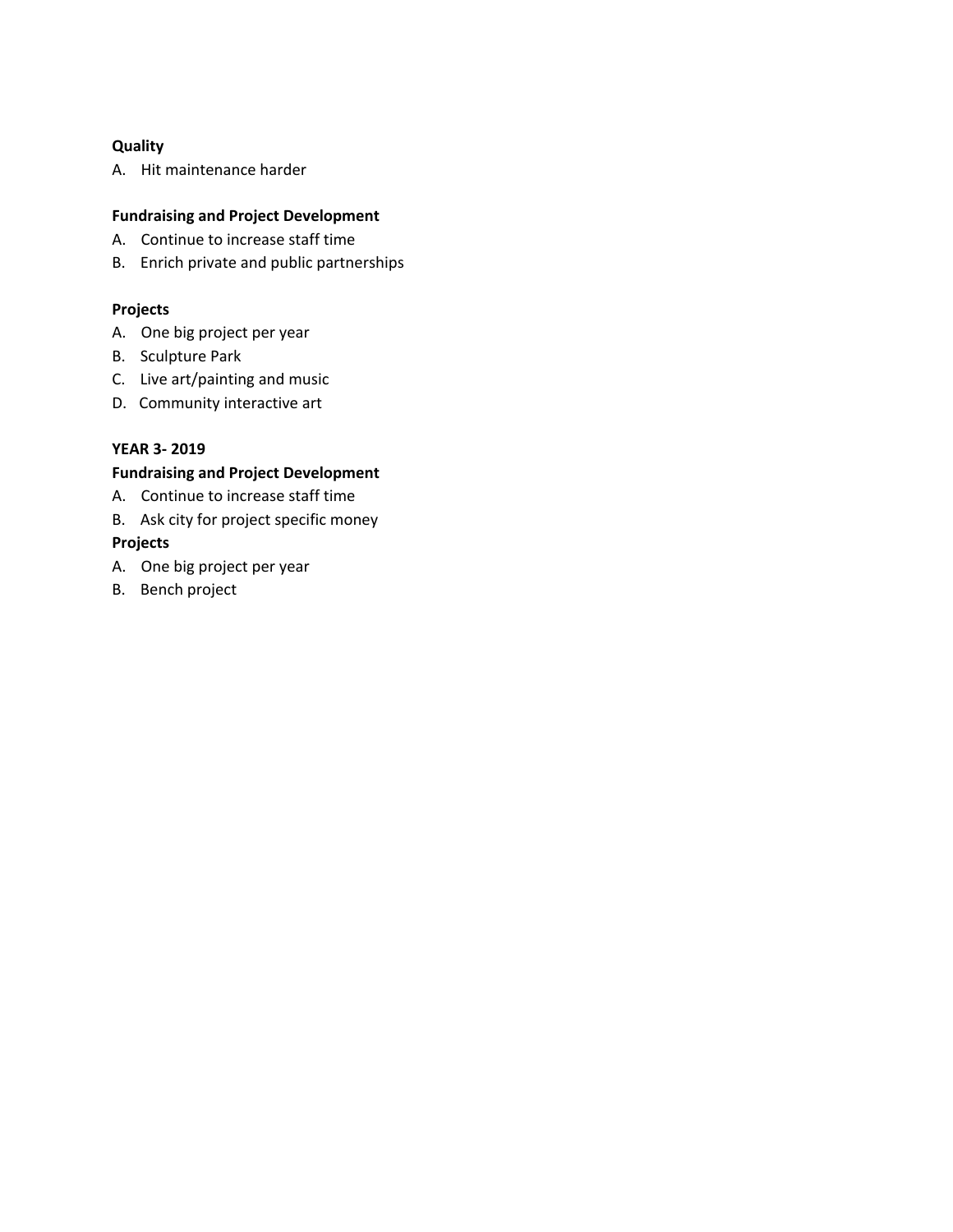**Quality**

A. Hit maintenance harder

**Fundraising and Project Development**

A. Continue to increase staff time
B. Enrich private and public partnerships

**Projects**

A. One big project per year
B. Sculpture Park
C. Live art/painting and music
D. Community interactive art

**YEAR 3- 2019**

**Fundraising and Project Development**

A. Continue to increase staff time
B. Ask city for project specific money

**Projects**

A. One big project per year
B. Bench project